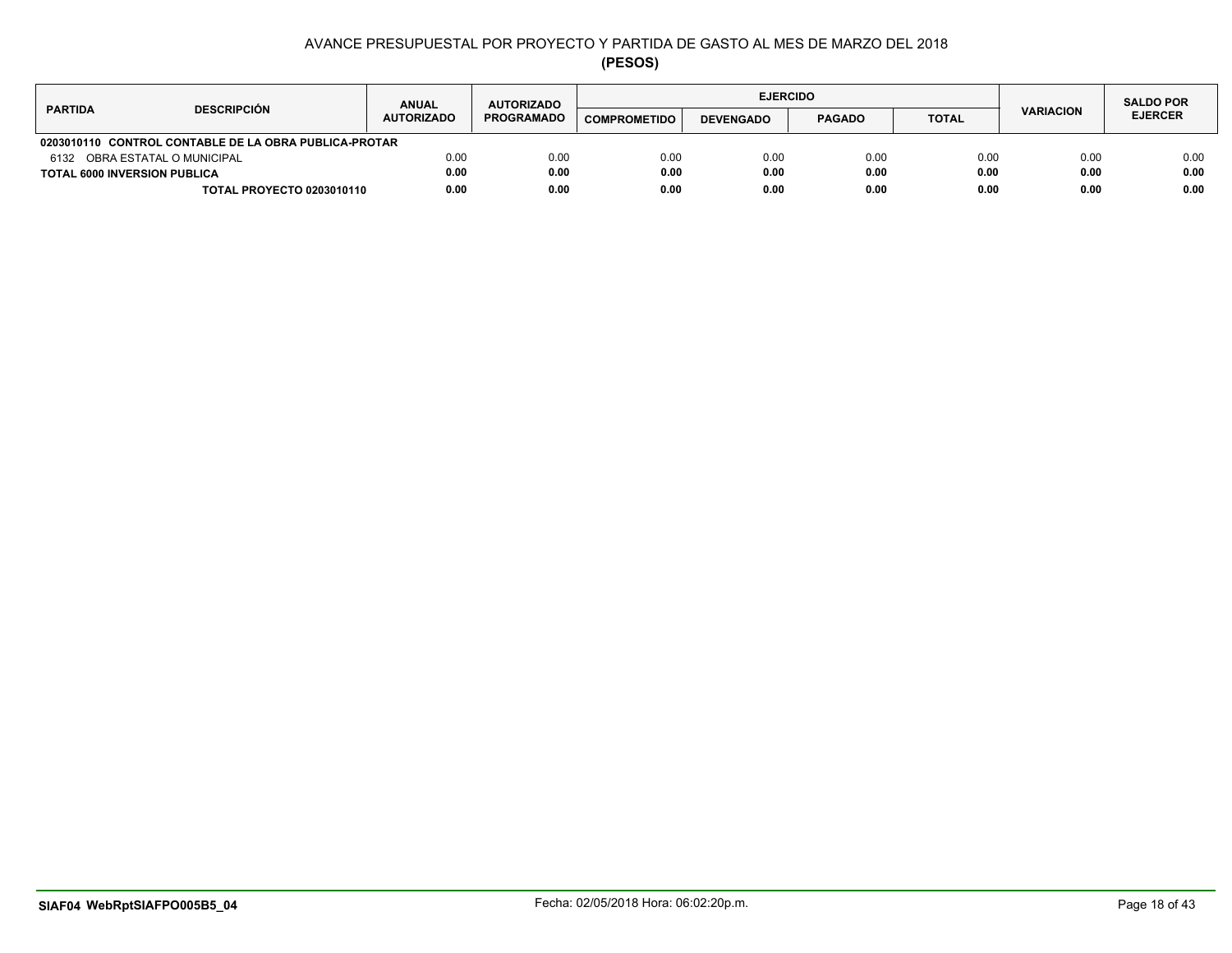AVANCE PRESUPUESTAL POR PROYECTO Y PARTIDA DE GASTO AL MES DE MARZO DEL 2018

**(PESOS)**

| PARTIDA | DESCRIPCIÓN | ANUAL AUTORIZADO | AUTORIZADO PROGRAMADO | EJERCIDO | | | | VARIACION | SALDO POR EJERCER |
|---|---|---|---|---|---|---|---|---|---|
| | | | | COMPROMETIDO | DEVENGADO | PAGADO | TOTAL | | |
| **0203010110** | **CONTROL CONTABLE DE LA OBRA PUBLICA-PROTAR** | | | | | | | | |
| 6132 | OBRA ESTATAL O MUNICIPAL | 0.00 | 0.00 | 0.00 | 0.00 | 0.00 | 0.00 | 0.00 | 0.00 |
| **TOTAL 6000 INVERSION PUBLICA** | | **0.00** | **0.00** | **0.00** | **0.00** | **0.00** | **0.00** | **0.00** | **0.00** |
| | **TOTAL PROYECTO 0203010110** | **0.00** | **0.00** | **0.00** | **0.00** | **0.00** | **0.00** | **0.00** | **0.00** |

**SIAF04 WebRptSIAFPO005B5_04**

Fecha: 02/05/2018 Hora: 06:02:20p.m.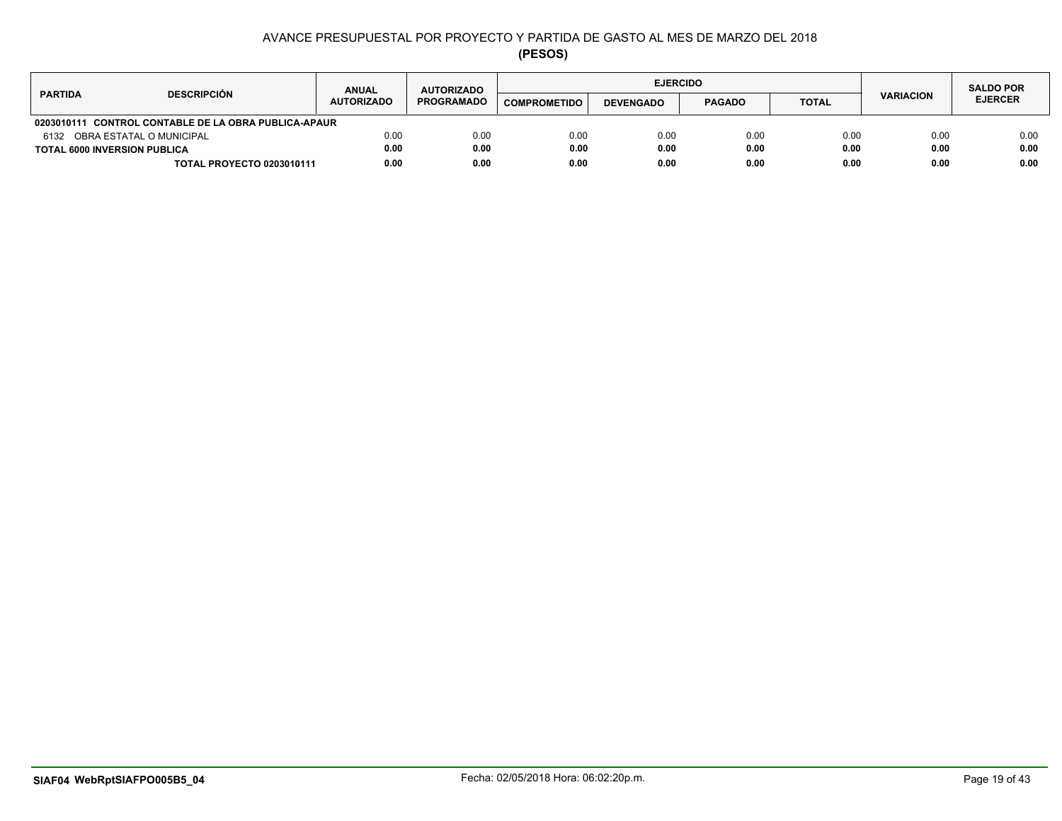# AVANCE PRESUPUESTAL POR PROYECTO Y PARTIDA DE GASTO AL MES DE MARZO DEL 2018

**(PESOS)**

| PARTIDA | DESCRIPCIÓN | ANUAL AUTORIZADO | AUTORIZADO PROGRAMADO | EJERCIDO | | | | VARIACION | SALDO POR EJERCER |
|---|---|---|---|---|---|---|---|---|---|
| | | | | COMPROMETIDO | DEVENGADO | PAGADO | TOTAL | | |
| **0203010111** | **CONTROL CONTABLE DE LA OBRA PUBLICA-APAUR** | | | | | | | | |
| 6132 | OBRA ESTATAL O MUNICIPAL | 0.00 | 0.00 | 0.00 | 0.00 | 0.00 | 0.00 | 0.00 | 0.00 |
| **TOTAL 6000 INVERSION PUBLICA** | | **0.00** | **0.00** | **0.00** | **0.00** | **0.00** | **0.00** | **0.00** | **0.00** |
| | **TOTAL PROYECTO 0203010111** | **0.00** | **0.00** | **0.00** | **0.00** | **0.00** | **0.00** | **0.00** | **0.00** |

**SIAF04 WebRptSIAFPO005B5_04** Fecha: 02/05/2018 Hora: 06:02:20p.m.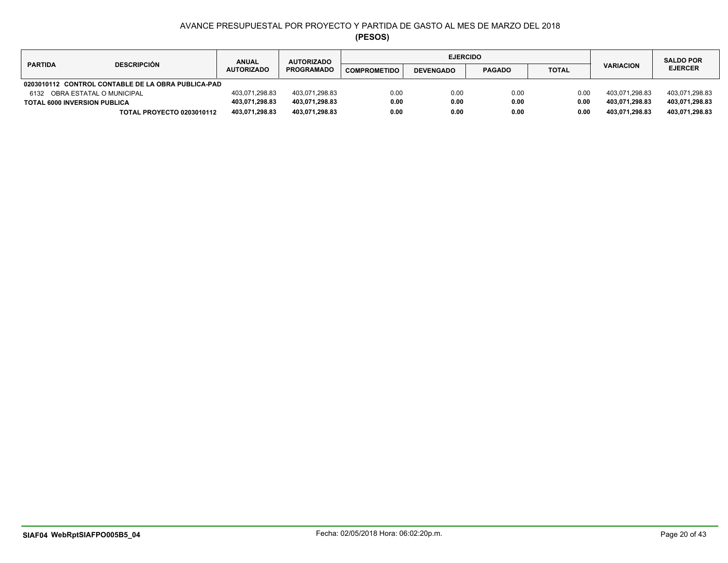# AVANCE PRESUPUESTAL POR PROYECTO Y PARTIDA DE GASTO AL MES DE MARZO DEL 2018

**(PESOS)**

| PARTIDA | DESCRIPCIÓN | ANUAL AUTORIZADO | AUTORIZADO PROGRAMADO | EJERCIDO | | | | VARIACION | SALDO POR EJERCER |
|---|---|---|---|---|---|---|---|---|---|
| | | | | COMPROMETIDO | DEVENGADO | PAGADO | TOTAL | | |
| **0203010112** | **CONTROL CONTABLE DE LA OBRA PUBLICA-PAD** | | | | | | | | |
| 6132 | OBRA ESTATAL O MUNICIPAL | 403,071,298.83 | 403,071,298.83 | 0.00 | 0.00 | 0.00 | 0.00 | 403,071,298.83 | 403,071,298.83 |
| **TOTAL 6000 INVERSION PUBLICA** | | **403,071,298.83** | **403,071,298.83** | **0.00** | **0.00** | **0.00** | **0.00** | **403,071,298.83** | **403,071,298.83** |
| | **TOTAL PROYECTO 0203010112** | **403,071,298.83** | **403,071,298.83** | **0.00** | **0.00** | **0.00** | **0.00** | **403,071,298.83** | **403,071,298.83** |

**SIAF04 WebRptSIAFPO005B5_04**

Fecha: 02/05/2018 Hora: 06:02:20p.m.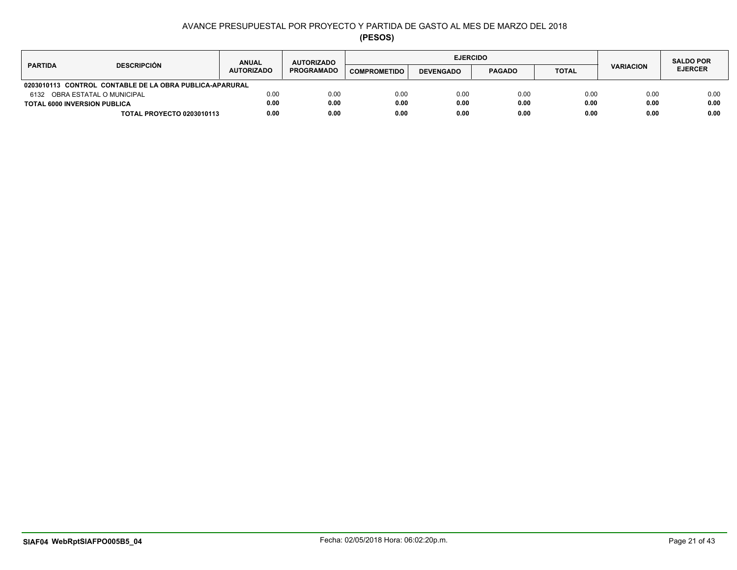AVANCE PRESUPUESTAL POR PROYECTO Y PARTIDA DE GASTO AL MES DE MARZO DEL 2018

**(PESOS)**

| PARTIDA | DESCRIPCIÓN | ANUAL AUTORIZADO | AUTORIZADO PROGRAMADO | EJERCIDO | | | | VARIACION | SALDO POR EJERCER |
|---|---|---|---|---|---|---|---|---|---|
| | | | | COMPROMETIDO | DEVENGADO | PAGADO | TOTAL | | |
| **0203010113** | **CONTROL CONTABLE DE LA OBRA PUBLICA-APARURAL** | | | | | | | | |
| 6132 | OBRA ESTATAL O MUNICIPAL | 0.00 | 0.00 | 0.00 | 0.00 | 0.00 | 0.00 | 0.00 | 0.00 |
| **TOTAL 6000 INVERSION PUBLICA** | | **0.00** | **0.00** | **0.00** | **0.00** | **0.00** | **0.00** | **0.00** | **0.00** |
| | **TOTAL PROYECTO 0203010113** | **0.00** | **0.00** | **0.00** | **0.00** | **0.00** | **0.00** | **0.00** | **0.00** |

**SIAF04 WebRptSIAFPO005B5_04** Fecha: 02/05/2018 Hora: 06:02:20p.m.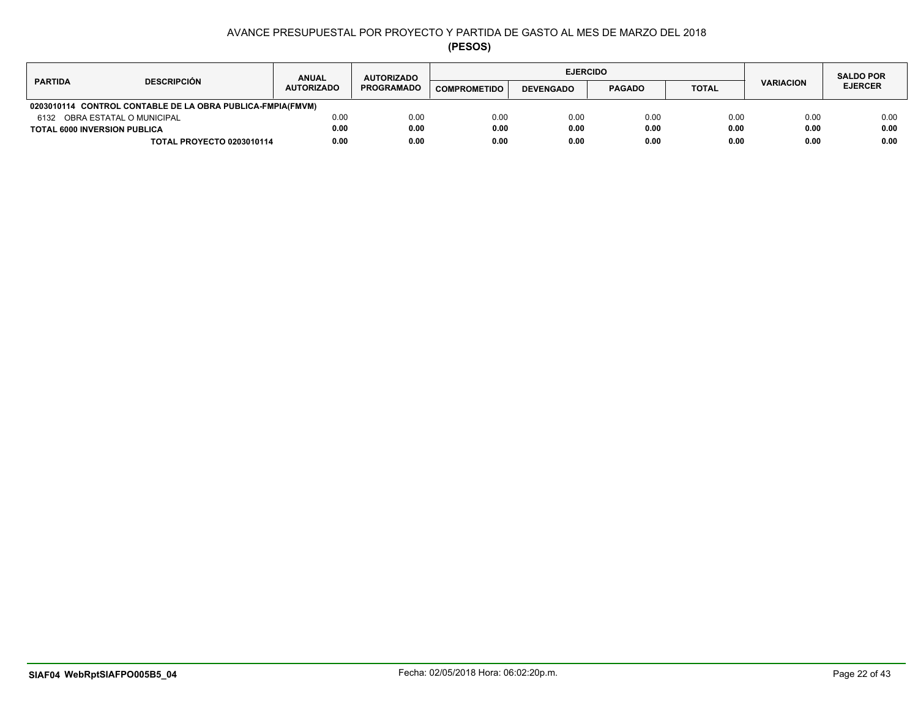# AVANCE PRESUPUESTAL POR PROYECTO Y PARTIDA DE GASTO AL MES DE MARZO DEL 2018

**(PESOS)**

| PARTIDA | DESCRIPCIÓN | ANUAL AUTORIZADO | AUTORIZADO PROGRAMADO | EJERCIDO | | | | VARIACION | SALDO POR EJERCER |
|---|---|---|---|---|---|---|---|---|---|
| | | | | COMPROMETIDO | DEVENGADO | PAGADO | TOTAL | | |
| **0203010114** | **CONTROL CONTABLE DE LA OBRA PUBLICA-FMPIA(FMVM)** | | | | | | | | |
| 6132 | OBRA ESTATAL O MUNICIPAL | 0.00 | 0.00 | 0.00 | 0.00 | 0.00 | 0.00 | 0.00 | 0.00 |
| **TOTAL 6000 INVERSION PUBLICA** | | **0.00** | **0.00** | **0.00** | **0.00** | **0.00** | **0.00** | **0.00** | **0.00** |
| | **TOTAL PROYECTO 0203010114** | **0.00** | **0.00** | **0.00** | **0.00** | **0.00** | **0.00** | **0.00** | **0.00** |

**SIAF04 WebRptSIAFPO005B5_04**

Fecha: 02/05/2018 Hora: 06:02:20p.m.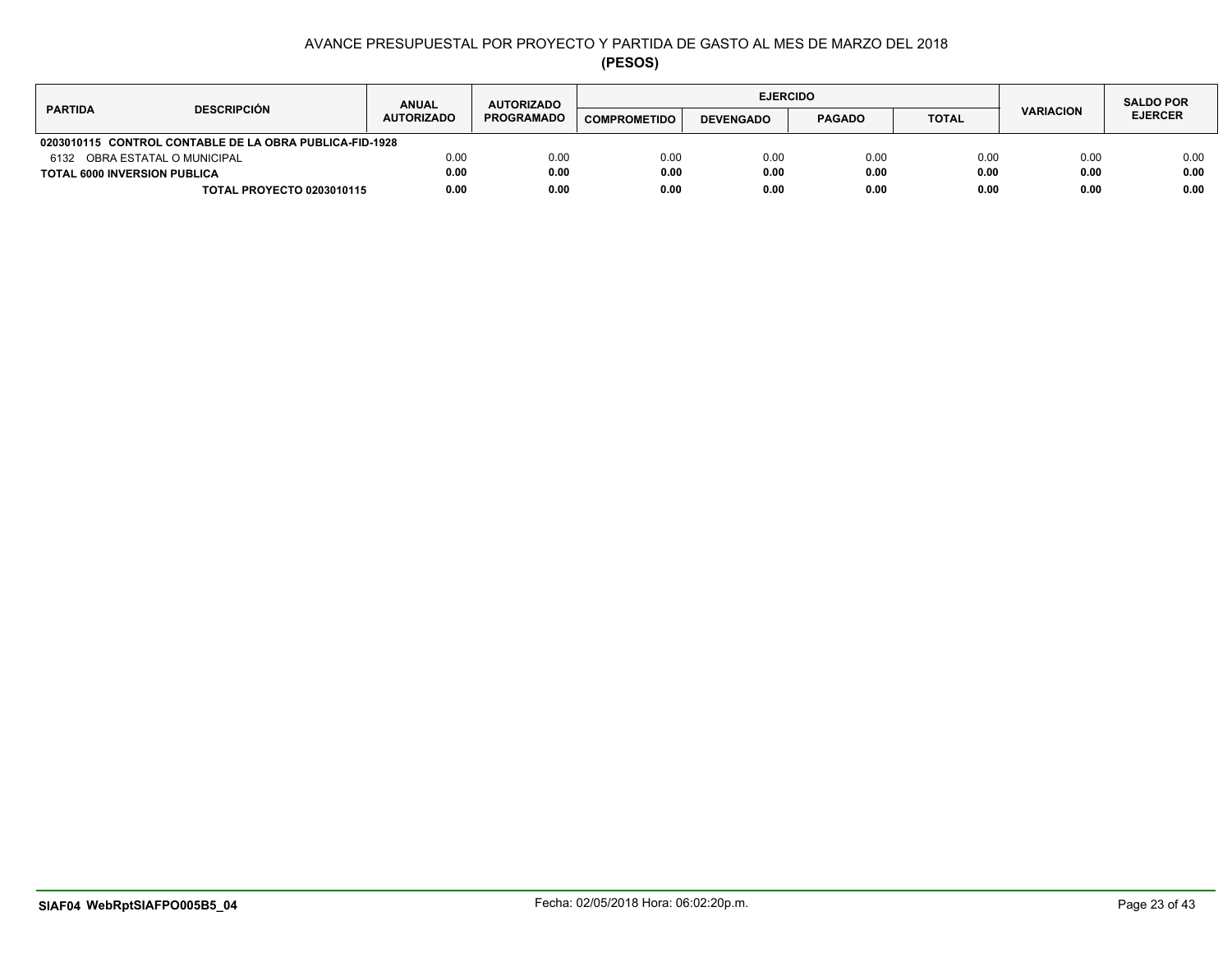## AVANCE PRESUPUESTAL POR PROYECTO Y PARTIDA DE GASTO AL MES DE MARZO DEL 2018

**(PESOS)**

| PARTIDA | DESCRIPCIÓN | ANUAL AUTORIZADO | AUTORIZADO PROGRAMADO | EJERCIDO | | | | VARIACION | SALDO POR EJERCER |
|---|---|---|---|---|---|---|---|---|---|
| | | | | COMPROMETIDO | DEVENGADO | PAGADO | TOTAL | | |
| **0203010115** | **CONTROL CONTABLE DE LA OBRA PUBLICA-FID-1928** | | | | | | | | |
| 6132 | OBRA ESTATAL O MUNICIPAL | 0.00 | 0.00 | 0.00 | 0.00 | 0.00 | 0.00 | 0.00 | 0.00 |
| **TOTAL 6000 INVERSION PUBLICA** | | **0.00** | **0.00** | **0.00** | **0.00** | **0.00** | **0.00** | **0.00** | **0.00** |
| | **TOTAL PROYECTO 0203010115** | **0.00** | **0.00** | **0.00** | **0.00** | **0.00** | **0.00** | **0.00** | **0.00** |

**SIAF04 WebRptSIAFPO005B5_04** Fecha: 02/05/2018 Hora: 06:02:20p.m.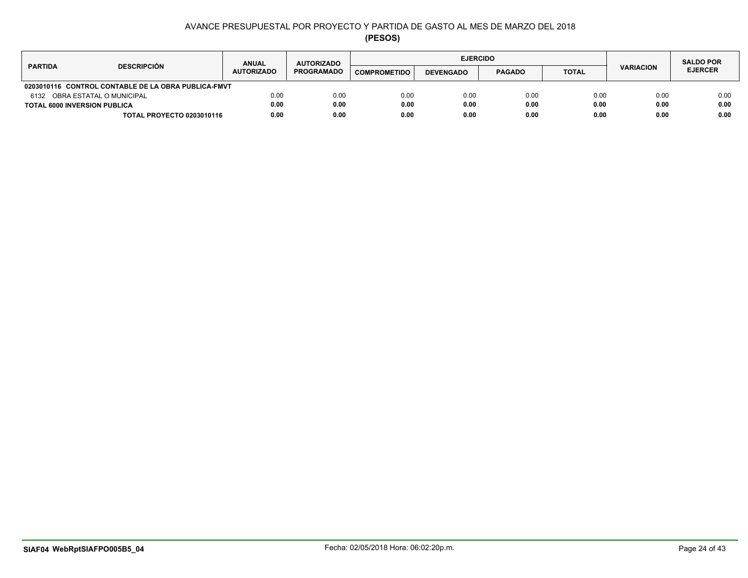# AVANCE PRESUPUESTAL POR PROYECTO Y PARTIDA DE GASTO AL MES DE MARZO DEL 2018

**(PESOS)**

| PARTIDA | DESCRIPCIÓN | ANUAL AUTORIZADO | AUTORIZADO PROGRAMADO | EJERCIDO | | | | VARIACION | SALDO POR EJERCER |
|---|---|---|---|---|---|---|---|---|---|
| | | | | COMPROMETIDO | DEVENGADO | PAGADO | TOTAL | | |
| **0203010116** | **CONTROL CONTABLE DE LA OBRA PUBLICA-FMVT** | | | | | | | | |
| 6132 | OBRA ESTATAL O MUNICIPAL | 0.00 | 0.00 | 0.00 | 0.00 | 0.00 | 0.00 | 0.00 | 0.00 |
| **TOTAL 6000 INVERSION PUBLICA** | | **0.00** | **0.00** | **0.00** | **0.00** | **0.00** | **0.00** | **0.00** | **0.00** |
| | **TOTAL PROYECTO 0203010116** | **0.00** | **0.00** | **0.00** | **0.00** | **0.00** | **0.00** | **0.00** | **0.00** |

**SIAF04 WebRptSIAFPO005B5_04** Fecha: 02/05/2018 Hora: 06:02:20p.m.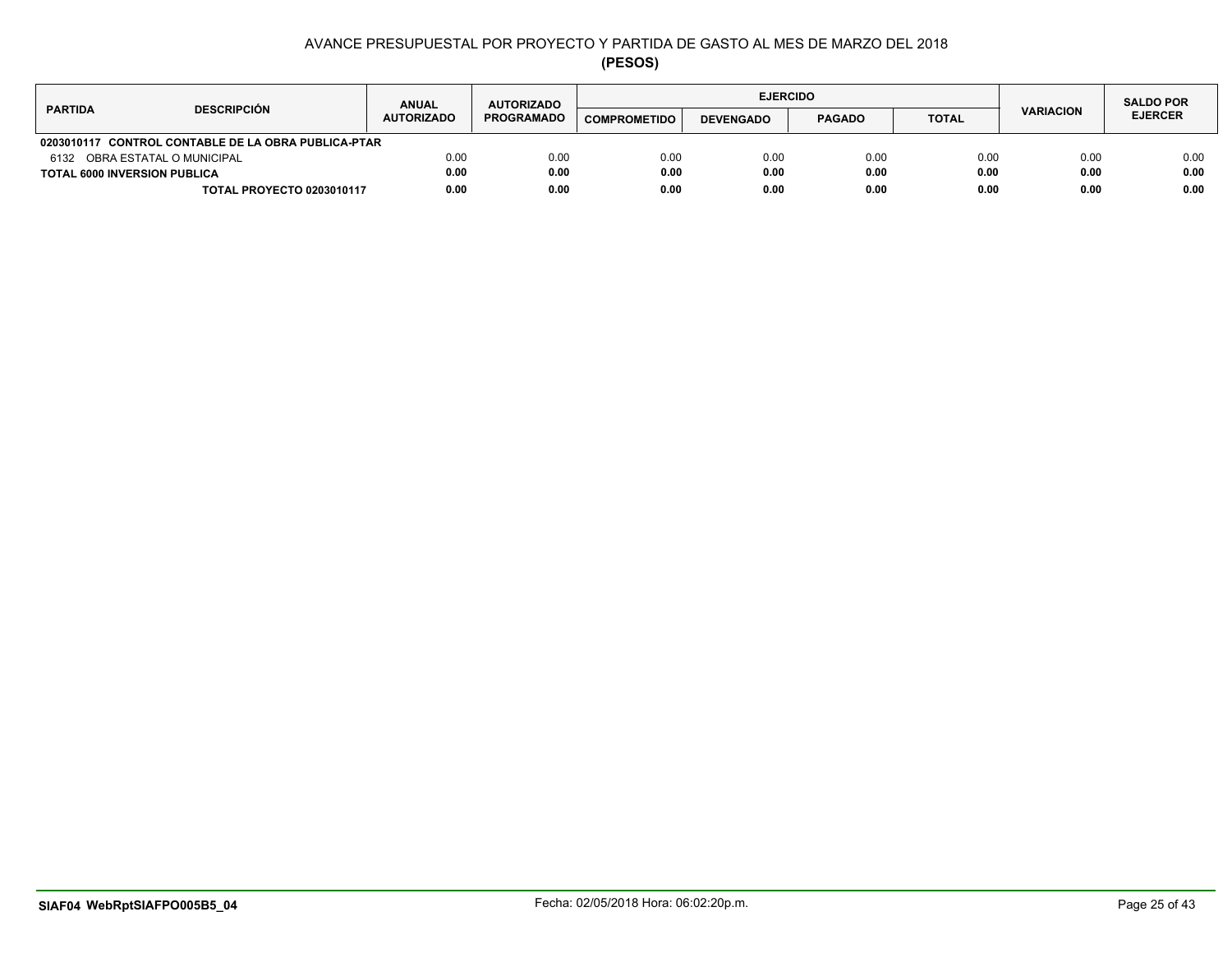# AVANCE PRESUPUESTAL POR PROYECTO Y PARTIDA DE GASTO AL MES DE MARZO DEL 2018

**(PESOS)**

| PARTIDA | DESCRIPCIÓN | ANUAL AUTORIZADO | AUTORIZADO PROGRAMADO | EJERCIDO | | | | VARIACION | SALDO POR EJERCER |
|---|---|---|---|---|---|---|---|---|---|
| | | | | COMPROMETIDO | DEVENGADO | PAGADO | TOTAL | | |
| **0203010117** | **CONTROL CONTABLE DE LA OBRA PUBLICA-PTAR** | | | | | | | | |
| 6132 | OBRA ESTATAL O MUNICIPAL | 0.00 | 0.00 | 0.00 | 0.00 | 0.00 | 0.00 | 0.00 | 0.00 |
| **TOTAL 6000 INVERSION PUBLICA** | | **0.00** | **0.00** | **0.00** | **0.00** | **0.00** | **0.00** | **0.00** | **0.00** |
| | **TOTAL PROYECTO 0203010117** | **0.00** | **0.00** | **0.00** | **0.00** | **0.00** | **0.00** | **0.00** | **0.00** |

**SIAF04 WebRptSIAFPO005B5_04** Fecha: 02/05/2018 Hora: 06:02:20p.m.